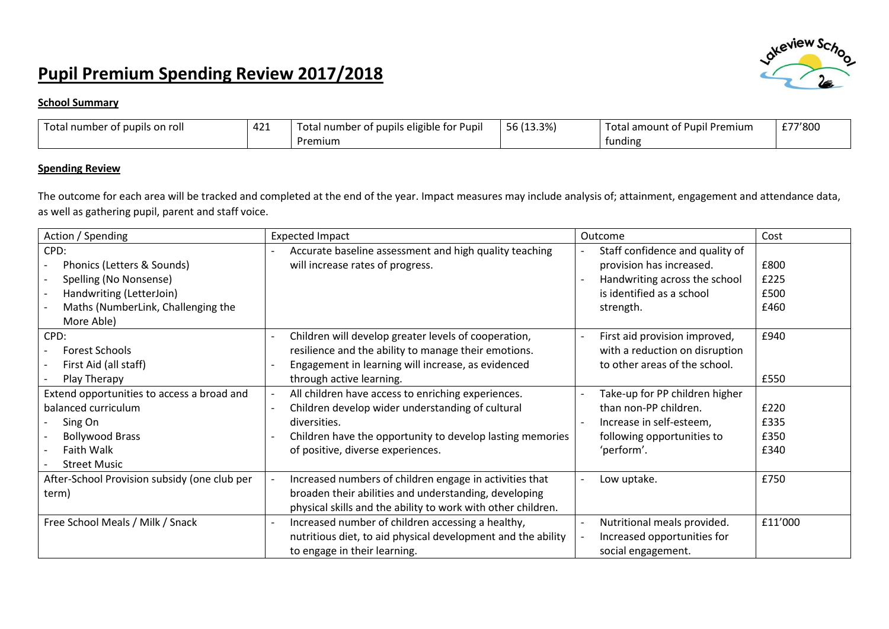# Pupil Premium Spending Review 2017/2018

**School Summary**

| Total number of pupils on roll | 421 | Total number of pupils eligible for Pupil Premium | 56 (13.3%) | Total amount of Pupil Premium funding | £77'800 |
|---|---|---|---|---|---|

**Spending Review**

The outcome for each area will be tracked and completed at the end of the year. Impact measures may include analysis of; attainment, engagement and attendance data, as well as gathering pupil, parent and staff voice.

| Action / Spending | Expected Impact | Outcome | Cost |
|---|---|---|---|
| CPD:<br>- Phonics (Letters & Sounds)<br>- Spelling (No Nonsense)<br>- Handwriting (LetterJoin)<br>- Maths (NumberLink, Challenging the More Able) | - Accurate baseline assessment and high quality teaching will increase rates of progress. | - Staff confidence and quality of provision has increased.<br>- Handwriting across the school is identified as a school strength. | <br>£800<br>£225<br>£500<br>£460 |
| CPD:<br>- Forest Schools<br>- First Aid (all staff)<br>- Play Therapy | - Children will develop greater levels of cooperation, resilience and the ability to manage their emotions.<br>- Engagement in learning will increase, as evidenced through active learning. | - First aid provision improved, with a reduction on disruption to other areas of the school. | £940<br><br><br>£550 |
| Extend opportunities to access a broad and balanced curriculum<br>- Sing On<br>- Bollywood Brass<br>- Faith Walk<br>- Street Music | - All children have access to enriching experiences.<br>- Children develop wider understanding of cultural diversities.<br>- Children have the opportunity to develop lasting memories of positive, diverse experiences. | - Take-up for PP children higher than non-PP children.<br>- Increase in self-esteem, following opportunities to 'perform'. | <br>£220<br>£335<br>£350<br>£340 |
| After-School Provision subsidy (one club per term) | - Increased numbers of children engage in activities that broaden their abilities and understanding, developing physical skills and the ability to work with other children. | - Low uptake. | £750 |
| Free School Meals / Milk / Snack | - Increased number of children accessing a healthy, nutritious diet, to aid physical development and the ability to engage in their learning. | - Nutritional meals provided.<br>- Increased opportunities for social engagement. | £11'000 |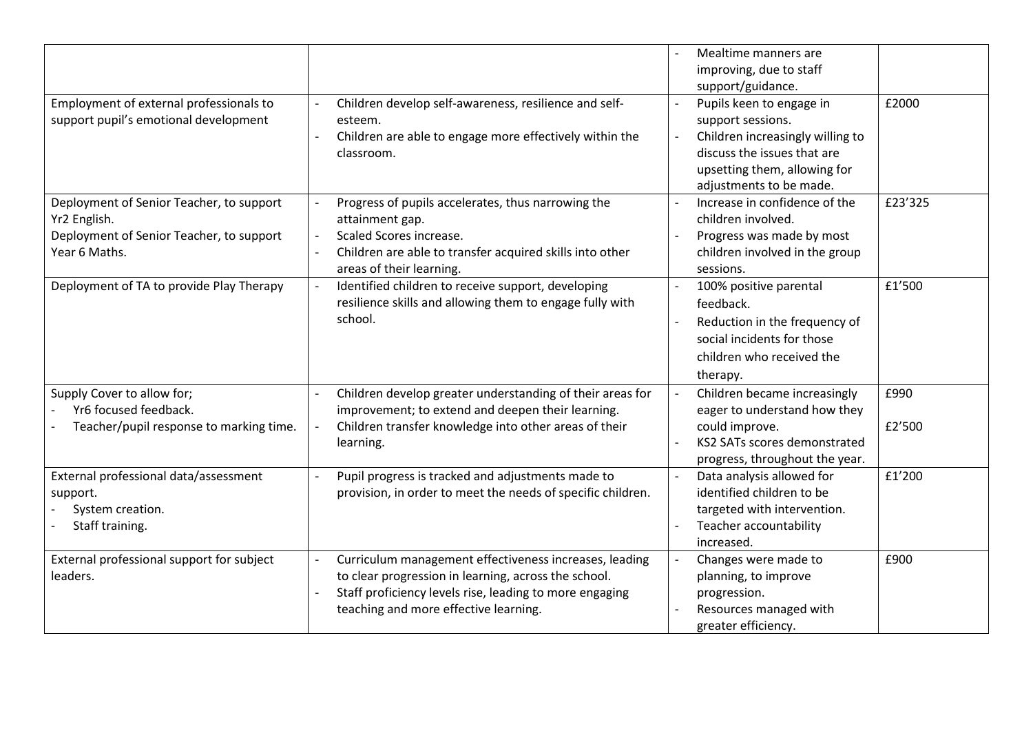| | | | |
|---|---|---|---|
| | | - Mealtime manners are improving, due to staff support/guidance. | |
| Employment of external professionals to support pupil's emotional development | - Children develop self-awareness, resilience and self-esteem.<br>- Children are able to engage more effectively within the classroom. | - Pupils keen to engage in support sessions.<br>- Children increasingly willing to discuss the issues that are upsetting them, allowing for adjustments to be made. | £2000 |
| Deployment of Senior Teacher, to support Yr2 English.<br>Deployment of Senior Teacher, to support Year 6 Maths. | - Progress of pupils accelerates, thus narrowing the attainment gap.<br>- Scaled Scores increase.<br>- Children are able to transfer acquired skills into other areas of their learning. | - Increase in confidence of the children involved.<br>- Progress was made by most children involved in the group sessions. | £23'325 |
| Deployment of TA to provide Play Therapy | - Identified children to receive support, developing resilience skills and allowing them to engage fully with school. | - 100% positive parental feedback.<br>- Reduction in the frequency of social incidents for those children who received the therapy. | £1'500 |
| Supply Cover to allow for;<br>- Yr6 focused feedback.<br>- Teacher/pupil response to marking time. | - Children develop greater understanding of their areas for improvement; to extend and deepen their learning.<br>- Children transfer knowledge into other areas of their learning. | - Children became increasingly eager to understand how they could improve.<br>- KS2 SATs scores demonstrated progress, throughout the year. | £990<br>£2'500 |
| External professional data/assessment support.<br>- System creation.<br>- Staff training. | - Pupil progress is tracked and adjustments made to provision, in order to meet the needs of specific children. | - Data analysis allowed for identified children to be targeted with intervention.<br>- Teacher accountability increased. | £1'200 |
| External professional support for subject leaders. | - Curriculum management effectiveness increases, leading to clear progression in learning, across the school.<br>- Staff proficiency levels rise, leading to more engaging teaching and more effective learning. | - Changes were made to planning, to improve progression.<br>- Resources managed with greater efficiency. | £900 |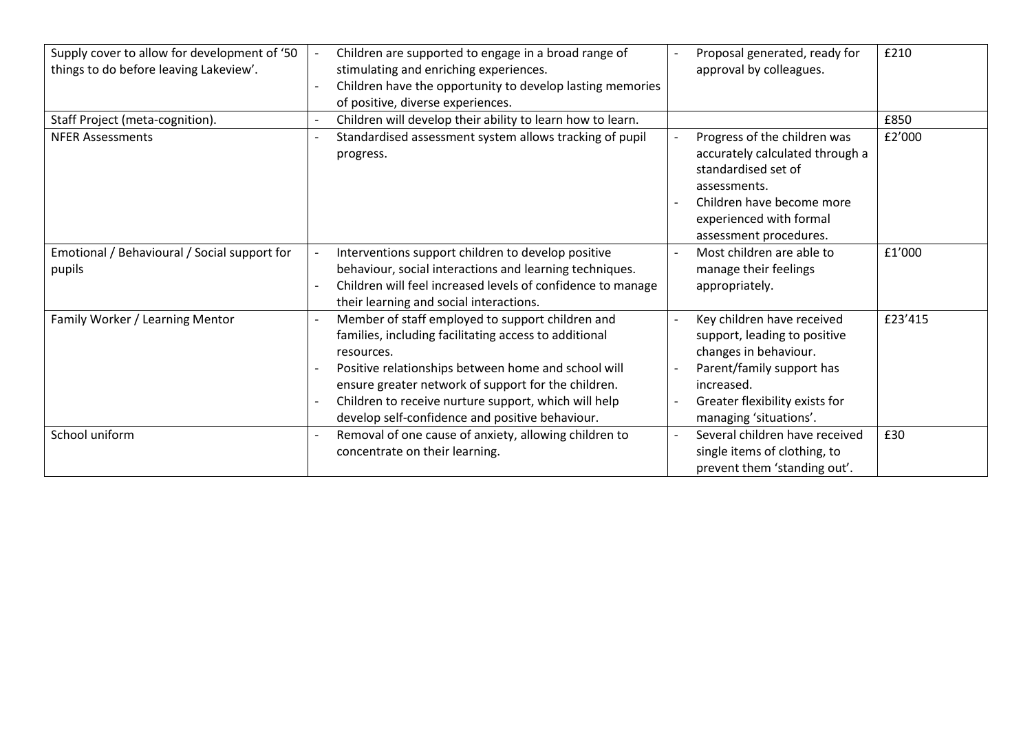| | | | |
|---|---|---|---|
| Supply cover to allow for development of '50 things to do before leaving Lakeview'. | - Children are supported to engage in a broad range of stimulating and enriching experiences.<br>- Children have the opportunity to develop lasting memories of positive, diverse experiences. | - Proposal generated, ready for approval by colleagues. | £210 |
| Staff Project (meta-cognition). | - Children will develop their ability to learn how to learn. | | £850 |
| NFER Assessments | - Standardised assessment system allows tracking of pupil progress. | - Progress of the children was accurately calculated through a standardised set of assessments.<br>- Children have become more experienced with formal assessment procedures. | £2'000 |
| Emotional / Behavioural / Social support for pupils | - Interventions support children to develop positive behaviour, social interactions and learning techniques.<br>- Children will feel increased levels of confidence to manage their learning and social interactions. | - Most children are able to manage their feelings appropriately. | £1'000 |
| Family Worker / Learning Mentor | - Member of staff employed to support children and families, including facilitating access to additional resources.<br>- Positive relationships between home and school will ensure greater network of support for the children.<br>- Children to receive nurture support, which will help develop self-confidence and positive behaviour. | - Key children have received support, leading to positive changes in behaviour.<br>- Parent/family support has increased.<br>- Greater flexibility exists for managing 'situations'. | £23'415 |
| School uniform | - Removal of one cause of anxiety, allowing children to concentrate on their learning. | - Several children have received single items of clothing, to prevent them 'standing out'. | £30 |